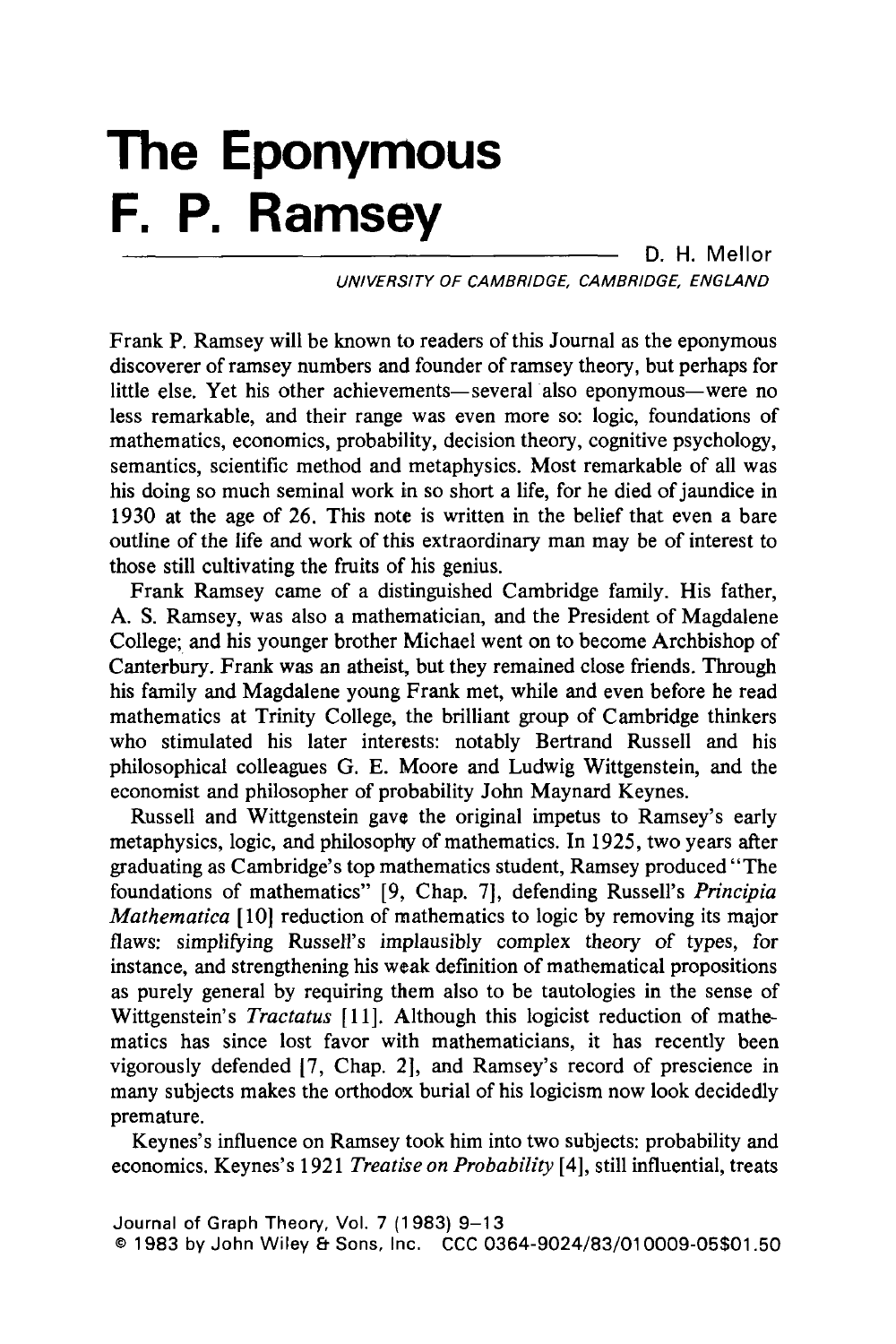# The Eponymous F. P. Ramsey

D. H. Mellor

*UNIVERSITY OF CAMBRIDGE, CAMBRIDGE, ENGLAND*

Frank P. Ramsey will be known to readers of this Journal as the eponymous discoverer of ramsey numbers and founder of ramsey theory, but perhaps for little else. Yet his other achievements—several also eponymous—were no less remarkable, and their range was even more so: logic, foundations of mathematics, economics, probability, decision theory, cognitive psychology, semantics, scientific method and metaphysics. Most remarkable of all was his doing so much seminal work in so short a life, for he died of jaundice in 1930 at the age of 26. This note is written in the belief that even a bare outline of the life and work of this extraordinary man may be of interest to those still cultivating the fruits of his genius.

Frank Ramsey came of a distinguished Cambridge family. His father, A. S. Ramsey, was also a mathematician, and the President of Magdalene College; and his younger brother Michael went on to become Archbishop of Canterbury. Frank was an atheist, but they remained close friends. Through his family and Magdalene young Frank met, while and even before he read mathematics at Trinity College, the brilliant group of Cambridge thinkers who stimulated his later interests: notably Bertrand Russell and his philosophical colleagues G. E. Moore and Ludwig Wittgenstein, and the economist and philosopher of probability John Maynard Keynes.

Russell and Wittgenstein gave the original impetus to Ramsey's early metaphysics, logic, and philosophy of mathematics. In 1925, two years after graduating as Cambridge's top mathematics student, Ramsey produced "The foundations of mathematics" [9, Chap. 7], defending Russell's *Principia Mathematica* [10] reduction of mathematics to logic by removing its major flaws: simplifying Russell's implausibly complex theory of types, for instance, and strengthening his weak definition of mathematical propositions as purely general by requiring them also to be tautologies in the sense of Wittgenstein's *Tractatus* [11]. Although this logicist reduction of mathematics has since lost favor with mathematicians, it has recently been vigorously defended [7, Chap. 2], and Ramsey's record of prescience in many subjects makes the orthodox burial of his logicism now look decidedly premature.

Keynes's influence on Ramsey took him into two subjects: probability and economics. Keynes's 1921 *Treatise on Probability* [4], still influential, treats

© 1983 by John Wiley & Sons, Inc. CCC 0364-9024/83/010009-05$01.50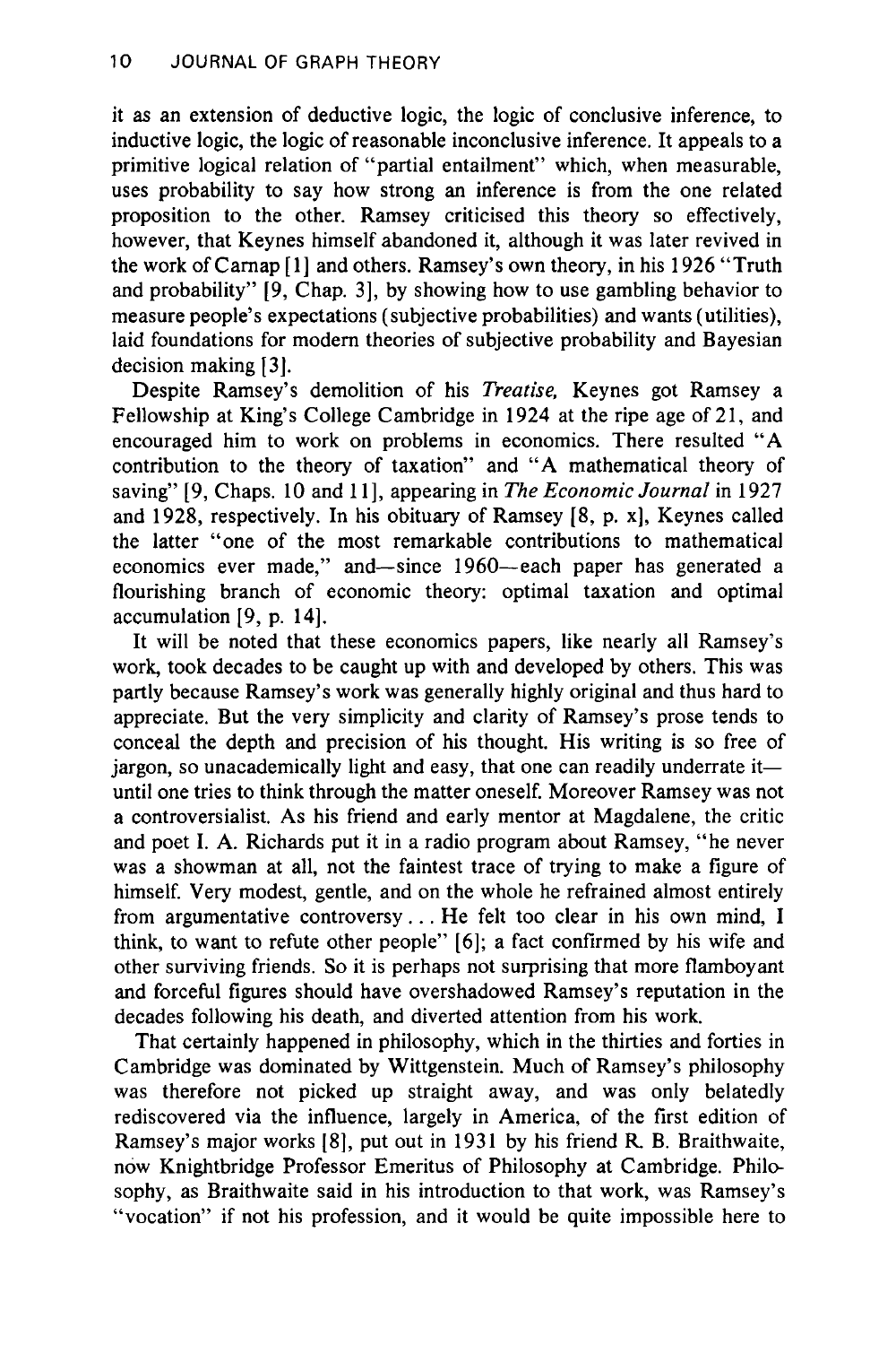it as an extension of deductive logic, the logic of conclusive inference, to inductive logic, the logic of reasonable inconclusive inference. It appeals to a primitive logical relation of "partial entailment" which, when measurable, uses probability to say how strong an inference is from the one related proposition to the other. Ramsey criticised this theory so effectively, however, that Keynes himself abandoned it, although it was later revived in the work of Carnap [1] and others. Ramsey's own theory, in his 1926 "Truth and probability" [9, Chap. 3], by showing how to use gambling behavior to measure people's expectations (subjective probabilities) and wants (utilities), laid foundations for modern theories of subjective probability and Bayesian decision making [3].

Despite Ramsey's demolition of his *Treatise*, Keynes got Ramsey a Fellowship at King's College Cambridge in 1924 at the ripe age of 21, and encouraged him to work on problems in economics. There resulted "A contribution to the theory of taxation" and "A mathematical theory of saving" [9, Chaps. 10 and 11], appearing in *The Economic Journal* in 1927 and 1928, respectively. In his obituary of Ramsey [8, p. x], Keynes called the latter "one of the most remarkable contributions to mathematical economics ever made," and—since 1960—each paper has generated a flourishing branch of economic theory: optimal taxation and optimal accumulation [9, p. 14].

It will be noted that these economics papers, like nearly all Ramsey's work, took decades to be caught up with and developed by others. This was partly because Ramsey's work was generally highly original and thus hard to appreciate. But the very simplicity and clarity of Ramsey's prose tends to conceal the depth and precision of his thought. His writing is so free of jargon, so unacademically light and easy, that one can readily underrate it—until one tries to think through the matter oneself. Moreover Ramsey was not a controversialist. As his friend and early mentor at Magdalene, the critic and poet I. A. Richards put it in a radio program about Ramsey, "he never was a showman at all, not the faintest trace of trying to make a figure of himself. Very modest, gentle, and on the whole he refrained almost entirely from argumentative controversy . . . He felt too clear in his own mind, I think, to want to refute other people" [6]; a fact confirmed by his wife and other surviving friends. So it is perhaps not surprising that more flamboyant and forceful figures should have overshadowed Ramsey's reputation in the decades following his death, and diverted attention from his work.

That certainly happened in philosophy, which in the thirties and forties in Cambridge was dominated by Wittgenstein. Much of Ramsey's philosophy was therefore not picked up straight away, and was only belatedly rediscovered via the influence, largely in America, of the first edition of Ramsey's major works [8], put out in 1931 by his friend R. B. Braithwaite, now Knightbridge Professor Emeritus of Philosophy at Cambridge. Philosophy, as Braithwaite said in his introduction to that work, was Ramsey's "vocation" if not his profession, and it would be quite impossible here to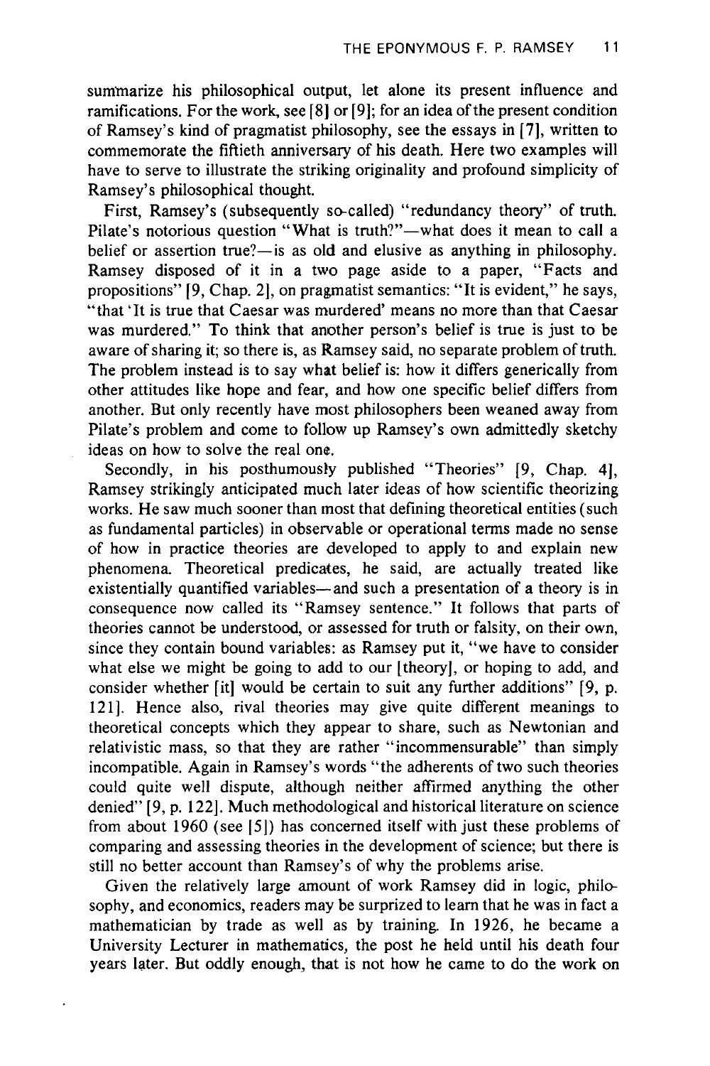summarize his philosophical output, let alone its present influence and ramifications. For the work, see [8] or [9]; for an idea of the present condition of Ramsey's kind of pragmatist philosophy, see the essays in [7], written to commemorate the fiftieth anniversary of his death. Here two examples will have to serve to illustrate the striking originality and profound simplicity of Ramsey's philosophical thought.

First, Ramsey's (subsequently so-called) "redundancy theory" of truth. Pilate's notorious question "What is truth?"—what does it mean to call a belief or assertion true?—is as old and elusive as anything in philosophy. Ramsey disposed of it in a two page aside to a paper, "Facts and propositions" [9, Chap. 2], on pragmatist semantics: "It is evident," he says, "that 'It is true that Caesar was murdered' means no more than that Caesar was murdered." To think that another person's belief is true is just to be aware of sharing it; so there is, as Ramsey said, no separate problem of truth. The problem instead is to say what belief is: how it differs generically from other attitudes like hope and fear, and how one specific belief differs from another. But only recently have most philosophers been weaned away from Pilate's problem and come to follow up Ramsey's own admittedly sketchy ideas on how to solve the real one.

Secondly, in his posthumously published "Theories" [9, Chap. 4], Ramsey strikingly anticipated much later ideas of how scientific theorizing works. He saw much sooner than most that defining theoretical entities (such as fundamental particles) in observable or operational terms made no sense of how in practice theories are developed to apply to and explain new phenomena. Theoretical predicates, he said, are actually treated like existentially quantified variables—and such a presentation of a theory is in consequence now called its "Ramsey sentence." It follows that parts of theories cannot be understood, or assessed for truth or falsity, on their own, since they contain bound variables: as Ramsey put it, "we have to consider what else we might be going to add to our [theory], or hoping to add, and consider whether [it] would be certain to suit any further additions" [9, p. 121]. Hence also, rival theories may give quite different meanings to theoretical concepts which they appear to share, such as Newtonian and relativistic mass, so that they are rather "incommensurable" than simply incompatible. Again in Ramsey's words "the adherents of two such theories could quite well dispute, although neither affirmed anything the other denied" [9, p. 122]. Much methodological and historical literature on science from about 1960 (see [5]) has concerned itself with just these problems of comparing and assessing theories in the development of science; but there is still no better account than Ramsey's of why the problems arise.

Given the relatively large amount of work Ramsey did in logic, philosophy, and economics, readers may be surprized to learn that he was in fact a mathematician by trade as well as by training. In 1926, he became a University Lecturer in mathematics, the post he held until his death four years later. But oddly enough, that is not how he came to do the work on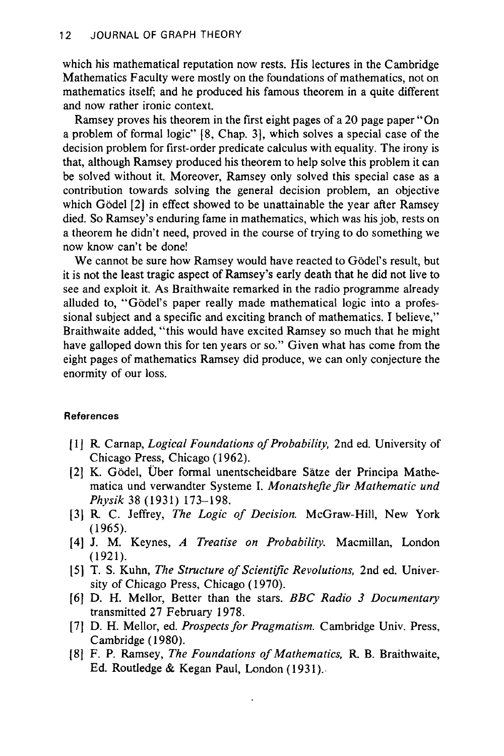which his mathematical reputation now rests. His lectures in the Cambridge Mathematics Faculty were mostly on the foundations of mathematics, not on mathematics itself; and he produced his famous theorem in a quite different and now rather ironic context.

Ramsey proves his theorem in the first eight pages of a 20 page paper "On a problem of formal logic" [8, Chap. 3], which solves a special case of the decision problem for first-order predicate calculus with equality. The irony is that, although Ramsey produced his theorem to help solve this problem it can be solved without it. Moreover, Ramsey only solved this special case as a contribution towards solving the general decision problem, an objective which Gödel [2] in effect showed to be unattainable the year after Ramsey died. So Ramsey's enduring fame in mathematics, which was his job, rests on a theorem he didn't need, proved in the course of trying to do something we now know can't be done!

We cannot be sure how Ramsey would have reacted to Gödel's result, but it is not the least tragic aspect of Ramsey's early death that he did not live to see and exploit it. As Braithwaite remarked in the radio programme already alluded to, "Gödel's paper really made mathematical logic into a professional subject and a specific and exciting branch of mathematics. I believe," Braithwaite added, "this would have excited Ramsey so much that he might have galloped down this for ten years or so." Given what has come from the eight pages of mathematics Ramsey did produce, we can only conjecture the enormity of our loss.

#### References

[1] R. Carnap, *Logical Foundations of Probability,* 2nd ed. University of Chicago Press, Chicago (1962).

[2] K. Gödel, Über formal unentscheidbare Sätze der Principa Mathematica und verwandter Systeme I. *Monatshefte für Mathematic und Physik* 38 (1931) 173–198.

[3] R. C. Jeffrey, *The Logic of Decision.* McGraw-Hill, New York (1965).

[4] J. M. Keynes, *A Treatise on Probability.* Macmillan, London (1921).

[5] T. S. Kuhn, *The Structure of Scientific Revolutions,* 2nd ed. University of Chicago Press, Chicago (1970).

[6] D. H. Mellor, Better than the stars. *BBC Radio 3 Documentary* transmitted 27 February 1978.

[7] D. H. Mellor, ed. *Prospects for Pragmatism.* Cambridge Univ. Press, Cambridge (1980).

[8] F. P. Ramsey, *The Foundations of Mathematics,* R. B. Braithwaite, Ed. Routledge & Kegan Paul, London (1931).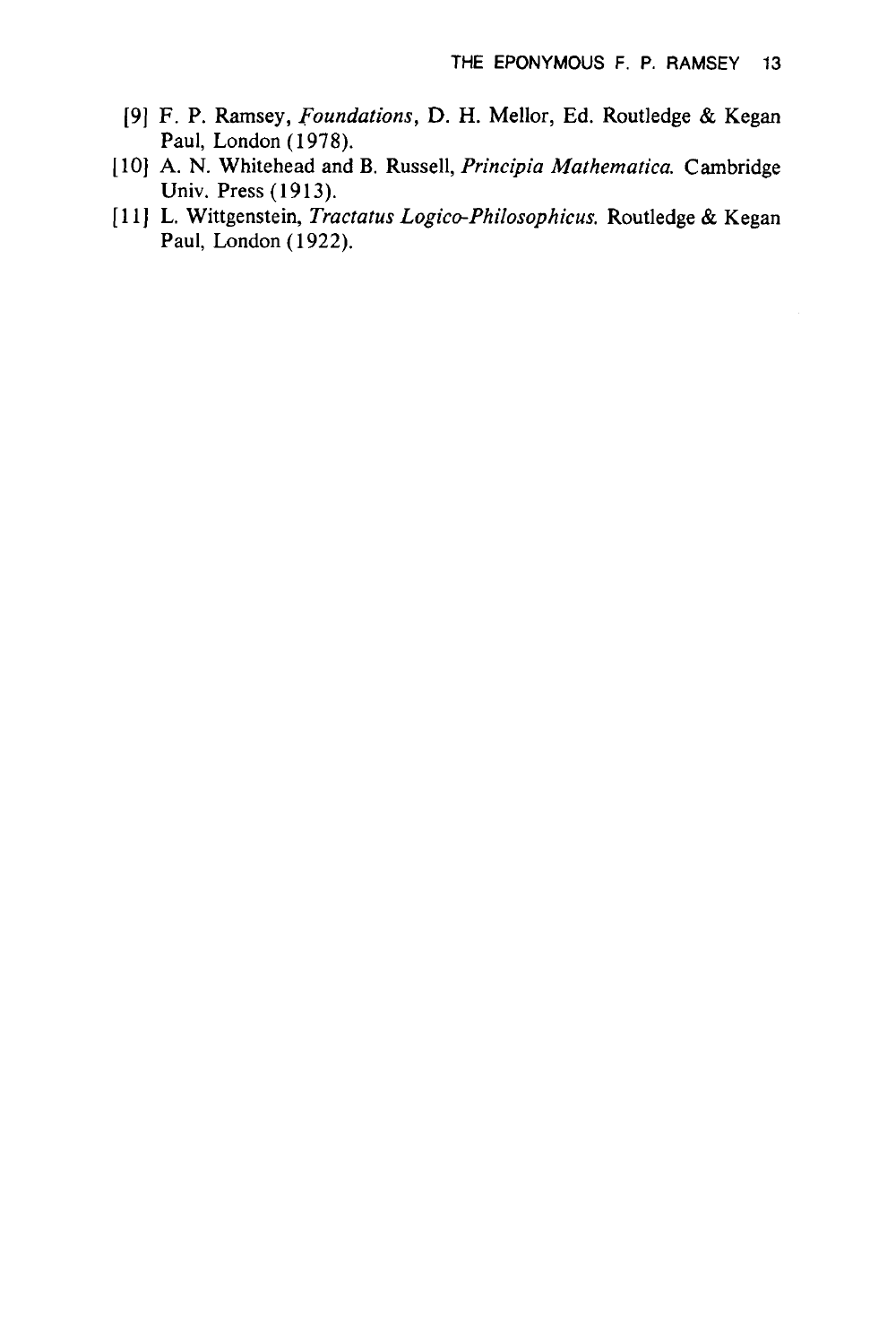[9] F. P. Ramsey, *Foundations*, D. H. Mellor, Ed. Routledge & Kegan Paul, London (1978).

[10] A. N. Whitehead and B. Russell, *Principia Mathematica.* Cambridge Univ. Press (1913).

[11] L. Wittgenstein, *Tractatus Logico-Philosophicus.* Routledge & Kegan Paul, London (1922).